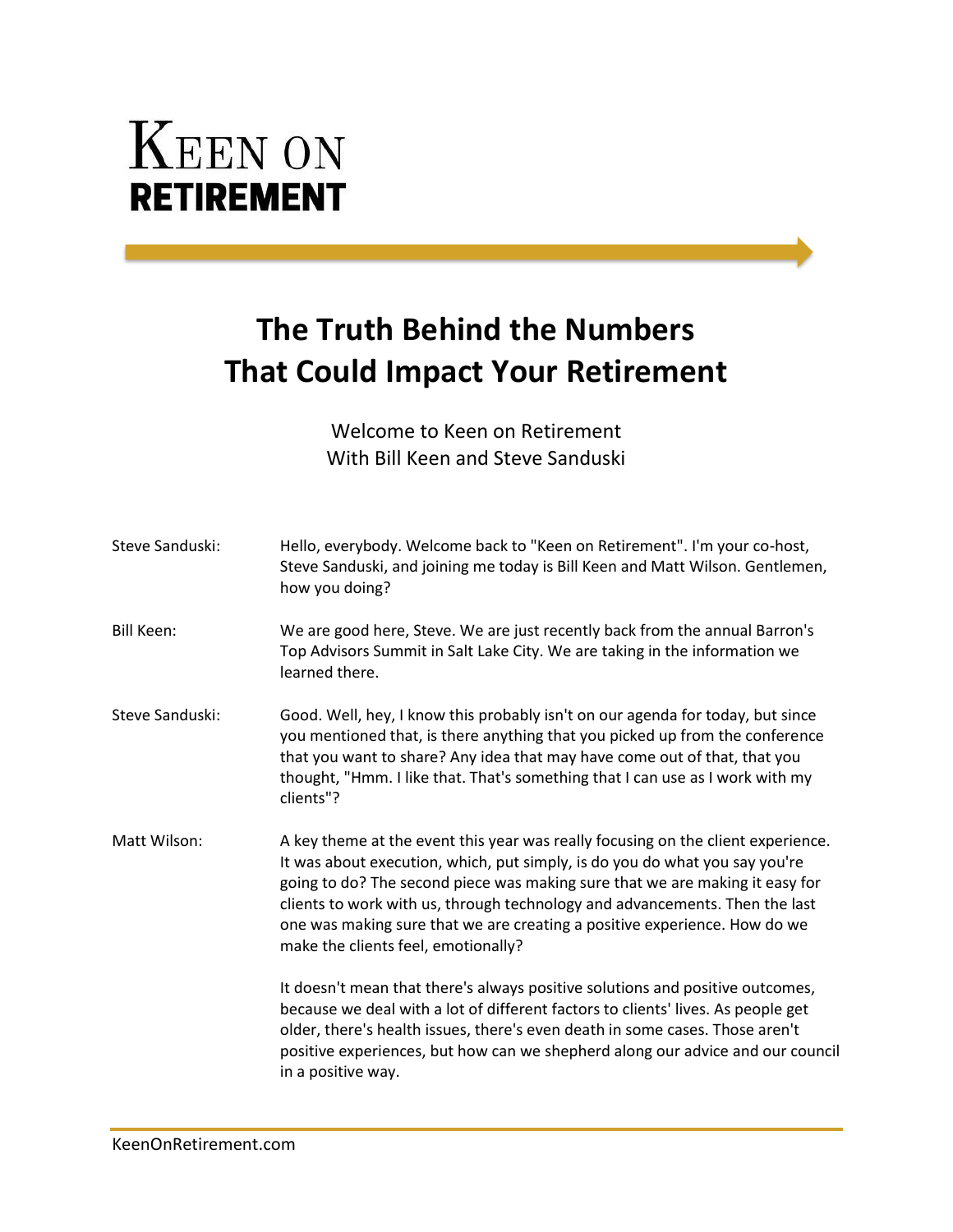# Keen on Retirement

## The Truth Behind the Numbers That Could Impact Your Retirement

Welcome to Keen on Retirement
With Bill Keen and Steve Sanduski

**Steve Sanduski:** Hello, everybody. Welcome back to "Keen on Retirement". I'm your co-host, Steve Sanduski, and joining me today is Bill Keen and Matt Wilson. Gentlemen, how you doing?

**Bill Keen:** We are good here, Steve. We are just recently back from the annual Barron's Top Advisors Summit in Salt Lake City. We are taking in the information we learned there.

**Steve Sanduski:** Good. Well, hey, I know this probably isn't on our agenda for today, but since you mentioned that, is there anything that you picked up from the conference that you want to share? Any idea that may have come out of that, that you thought, "Hmm. I like that. That's something that I can use as I work with my clients"?

**Matt Wilson:** A key theme at the event this year was really focusing on the client experience. It was about execution, which, put simply, is do you do what you say you're going to do? The second piece was making sure that we are making it easy for clients to work with us, through technology and advancements. Then the last one was making sure that we are creating a positive experience. How do we make the clients feel, emotionally?

It doesn't mean that there's always positive solutions and positive outcomes, because we deal with a lot of different factors to clients' lives. As people get older, there's health issues, there's even death in some cases. Those aren't positive experiences, but how can we shepherd along our advice and our council in a positive way.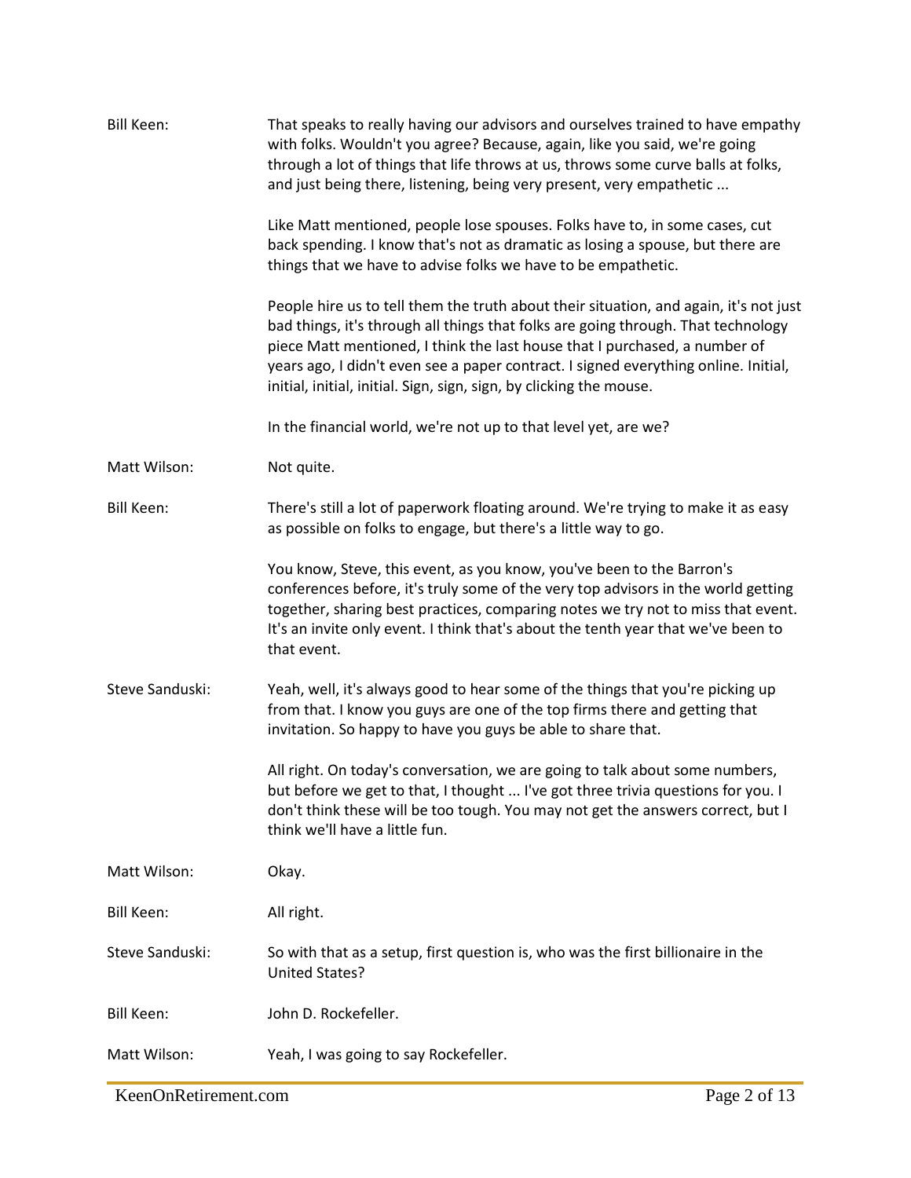**Bill Keen:** That speaks to really having our advisors and ourselves trained to have empathy with folks. Wouldn't you agree? Because, again, like you said, we're going through a lot of things that life throws at us, throws some curve balls at folks, and just being there, listening, being very present, very empathetic ...

Like Matt mentioned, people lose spouses. Folks have to, in some cases, cut back spending. I know that's not as dramatic as losing a spouse, but there are things that we have to advise folks we have to be empathetic.

People hire us to tell them the truth about their situation, and again, it's not just bad things, it's through all things that folks are going through. That technology piece Matt mentioned, I think the last house that I purchased, a number of years ago, I didn't even see a paper contract. I signed everything online. Initial, initial, initial, initial. Sign, sign, sign, by clicking the mouse.

In the financial world, we're not up to that level yet, are we?

**Matt Wilson:** Not quite.

**Bill Keen:** There's still a lot of paperwork floating around. We're trying to make it as easy as possible on folks to engage, but there's a little way to go.

You know, Steve, this event, as you know, you've been to the Barron's conferences before, it's truly some of the very top advisors in the world getting together, sharing best practices, comparing notes we try not to miss that event. It's an invite only event. I think that's about the tenth year that we've been to that event.

**Steve Sanduski:** Yeah, well, it's always good to hear some of the things that you're picking up from that. I know you guys are one of the top firms there and getting that invitation. So happy to have you guys be able to share that.

All right. On today's conversation, we are going to talk about some numbers, but before we get to that, I thought ... I've got three trivia questions for you. I don't think these will be too tough. You may not get the answers correct, but I think we'll have a little fun.

**Matt Wilson:** Okay.

**Bill Keen:** All right.

**Steve Sanduski:** So with that as a setup, first question is, who was the first billionaire in the United States?

**Bill Keen:** John D. Rockefeller.

**Matt Wilson:** Yeah, I was going to say Rockefeller.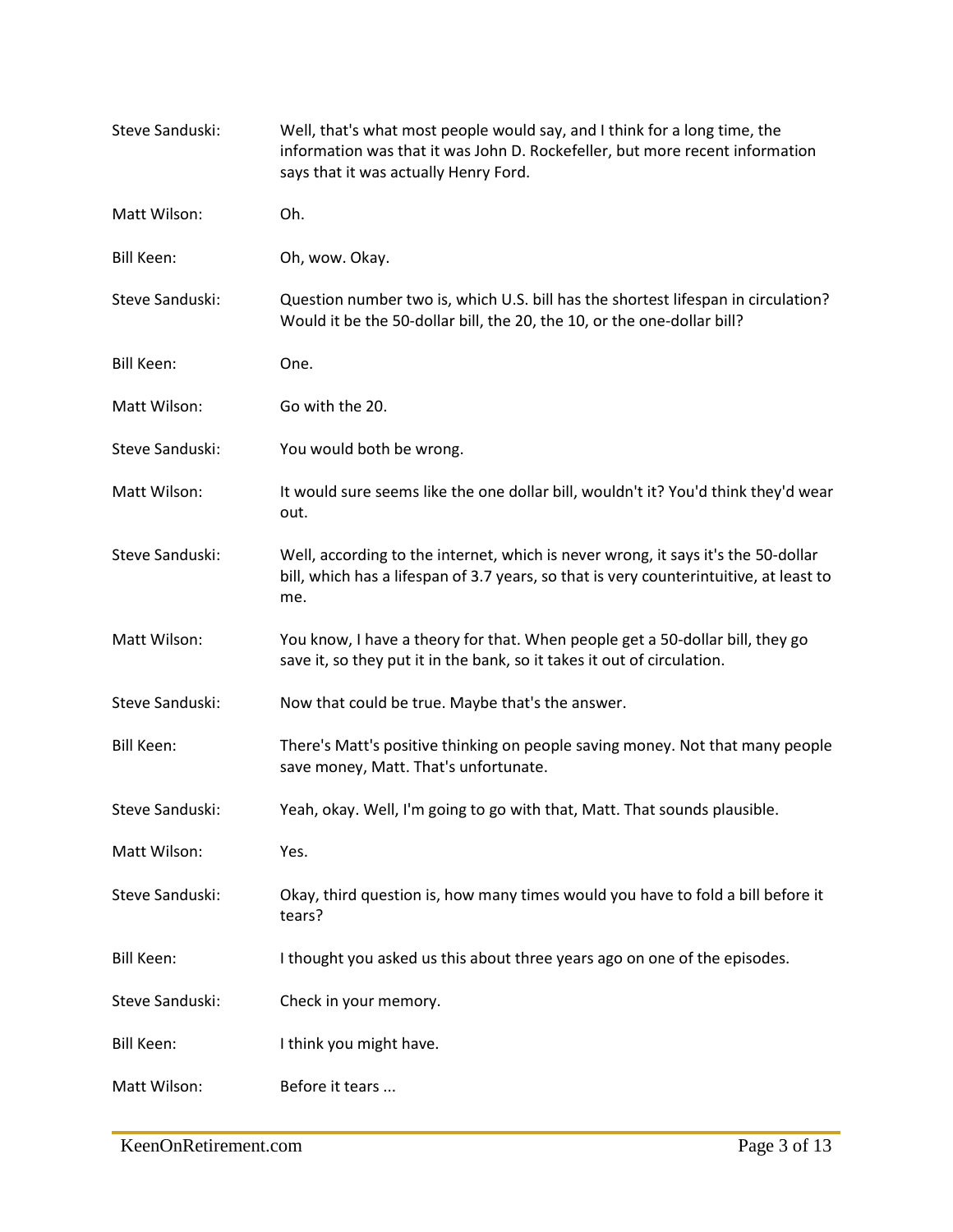**Steve Sanduski:** Well, that's what most people would say, and I think for a long time, the information was that it was John D. Rockefeller, but more recent information says that it was actually Henry Ford.

**Matt Wilson:** Oh.

**Bill Keen:** Oh, wow. Okay.

**Steve Sanduski:** Question number two is, which U.S. bill has the shortest lifespan in circulation? Would it be the 50-dollar bill, the 20, the 10, or the one-dollar bill?

**Bill Keen:** One.

**Matt Wilson:** Go with the 20.

**Steve Sanduski:** You would both be wrong.

**Matt Wilson:** It would sure seems like the one dollar bill, wouldn't it? You'd think they'd wear out.

**Steve Sanduski:** Well, according to the internet, which is never wrong, it says it's the 50-dollar bill, which has a lifespan of 3.7 years, so that is very counterintuitive, at least to me.

**Matt Wilson:** You know, I have a theory for that. When people get a 50-dollar bill, they go save it, so they put it in the bank, so it takes it out of circulation.

**Steve Sanduski:** Now that could be true. Maybe that's the answer.

**Bill Keen:** There's Matt's positive thinking on people saving money. Not that many people save money, Matt. That's unfortunate.

**Steve Sanduski:** Yeah, okay. Well, I'm going to go with that, Matt. That sounds plausible.

**Matt Wilson:** Yes.

**Steve Sanduski:** Okay, third question is, how many times would you have to fold a bill before it tears?

**Bill Keen:** I thought you asked us this about three years ago on one of the episodes.

**Steve Sanduski:** Check in your memory.

**Bill Keen:** I think you might have.

**Matt Wilson:** Before it tears ...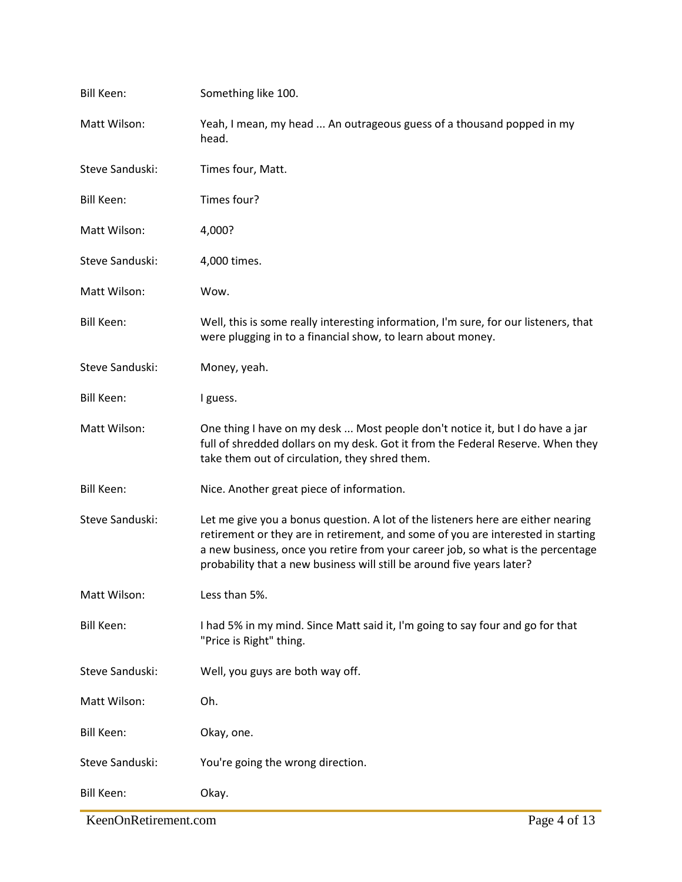Bill Keen: Something like 100.

Matt Wilson: Yeah, I mean, my head ... An outrageous guess of a thousand popped in my head.

Steve Sanduski: Times four, Matt.

Bill Keen: Times four?

Matt Wilson: 4,000?

Steve Sanduski: 4,000 times.

Matt Wilson: Wow.

Bill Keen: Well, this is some really interesting information, I'm sure, for our listeners, that were plugging in to a financial show, to learn about money.

Steve Sanduski: Money, yeah.

Bill Keen: I guess.

Matt Wilson: One thing I have on my desk ... Most people don't notice it, but I do have a jar full of shredded dollars on my desk. Got it from the Federal Reserve. When they take them out of circulation, they shred them.

Bill Keen: Nice. Another great piece of information.

Steve Sanduski: Let me give you a bonus question. A lot of the listeners here are either nearing retirement or they are in retirement, and some of you are interested in starting a new business, once you retire from your career job, so what is the percentage probability that a new business will still be around five years later?

Matt Wilson: Less than 5%.

Bill Keen: I had 5% in my mind. Since Matt said it, I'm going to say four and go for that "Price is Right" thing.

Steve Sanduski: Well, you guys are both way off.

Matt Wilson: Oh.

Bill Keen: Okay, one.

Steve Sanduski: You're going the wrong direction.

Bill Keen: Okay.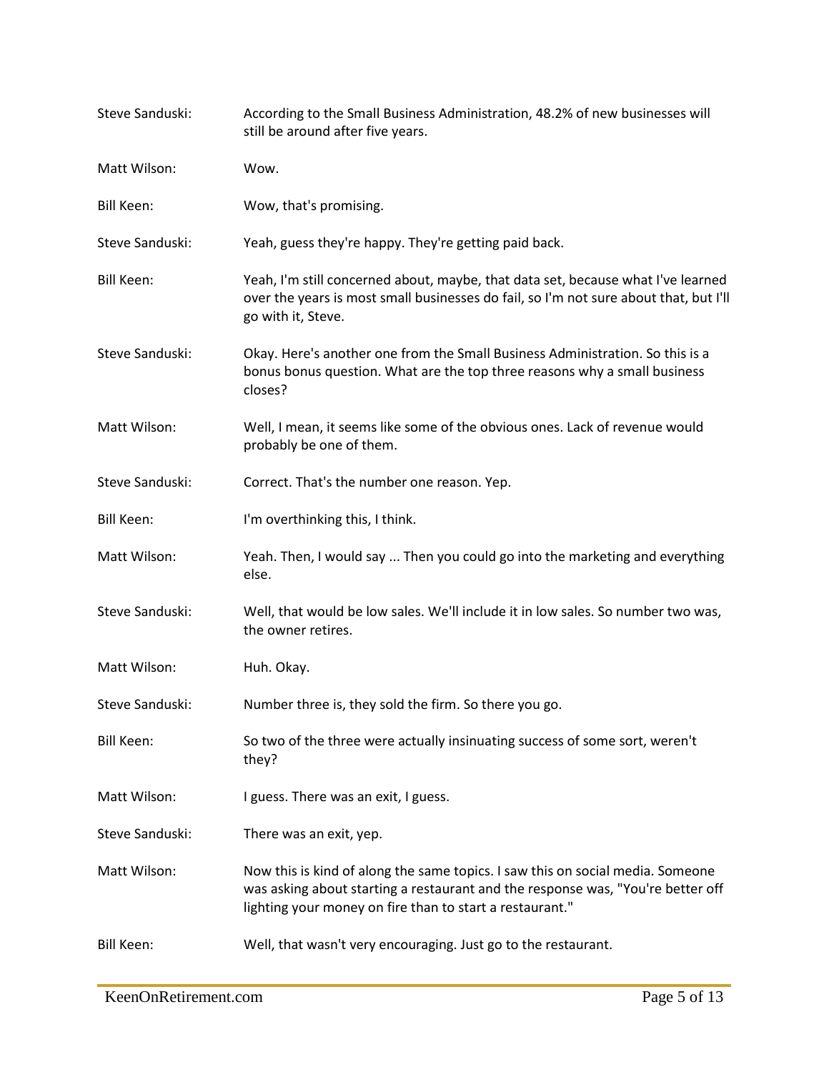**Steve Sanduski:** According to the Small Business Administration, 48.2% of new businesses will still be around after five years.

**Matt Wilson:** Wow.

**Bill Keen:** Wow, that's promising.

**Steve Sanduski:** Yeah, guess they're happy. They're getting paid back.

**Bill Keen:** Yeah, I'm still concerned about, maybe, that data set, because what I've learned over the years is most small businesses do fail, so I'm not sure about that, but I'll go with it, Steve.

**Steve Sanduski:** Okay. Here's another one from the Small Business Administration. So this is a bonus bonus question. What are the top three reasons why a small business closes?

**Matt Wilson:** Well, I mean, it seems like some of the obvious ones. Lack of revenue would probably be one of them.

**Steve Sanduski:** Correct. That's the number one reason. Yep.

**Bill Keen:** I'm overthinking this, I think.

**Matt Wilson:** Yeah. Then, I would say ... Then you could go into the marketing and everything else.

**Steve Sanduski:** Well, that would be low sales. We'll include it in low sales. So number two was, the owner retires.

**Matt Wilson:** Huh. Okay.

**Steve Sanduski:** Number three is, they sold the firm. So there you go.

**Bill Keen:** So two of the three were actually insinuating success of some sort, weren't they?

**Matt Wilson:** I guess. There was an exit, I guess.

**Steve Sanduski:** There was an exit, yep.

**Matt Wilson:** Now this is kind of along the same topics. I saw this on social media. Someone was asking about starting a restaurant and the response was, "You're better off lighting your money on fire than to start a restaurant."

**Bill Keen:** Well, that wasn't very encouraging. Just go to the restaurant.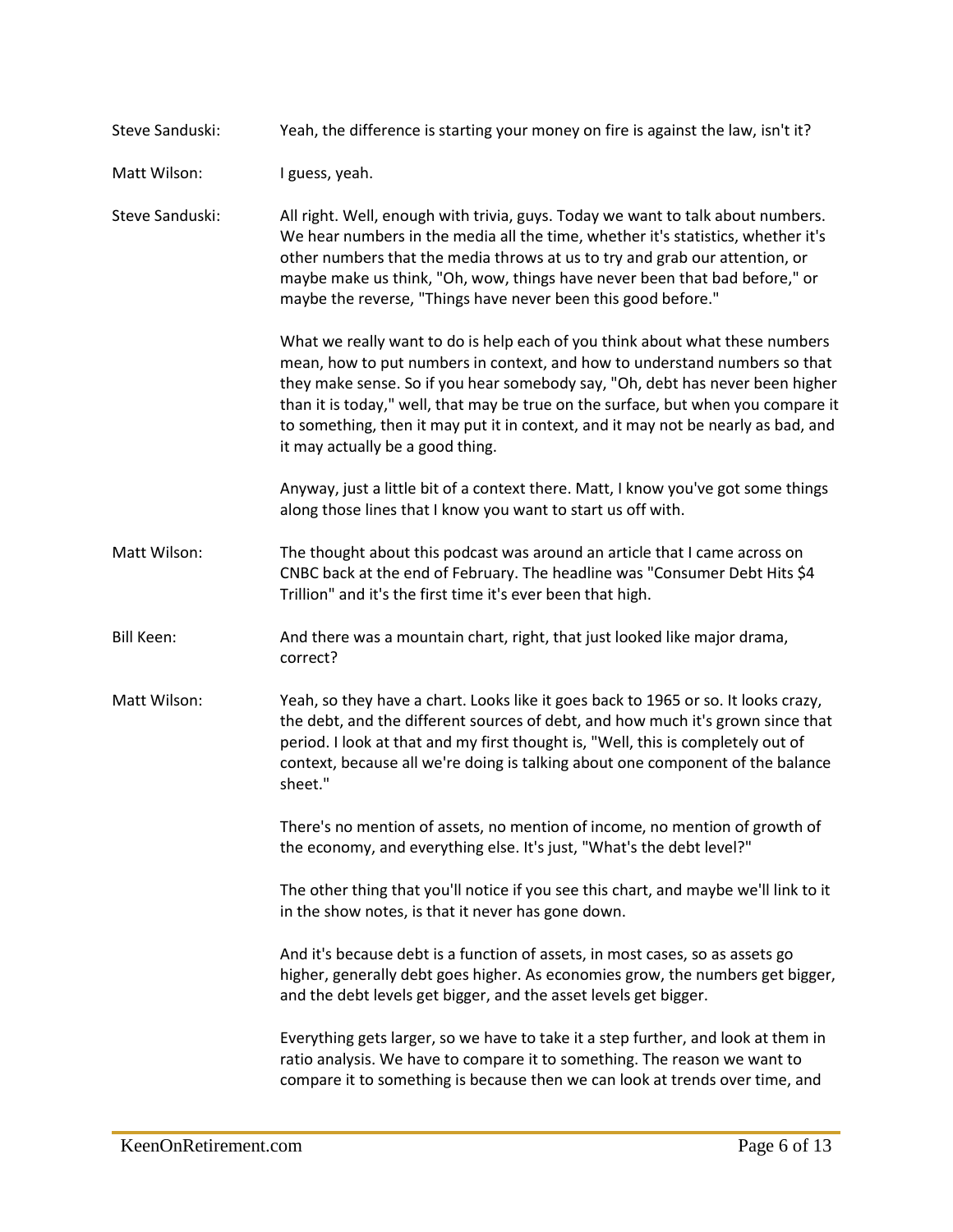**Steve Sanduski:** Yeah, the difference is starting your money on fire is against the law, isn't it?

**Matt Wilson:** I guess, yeah.

**Steve Sanduski:** All right. Well, enough with trivia, guys. Today we want to talk about numbers. We hear numbers in the media all the time, whether it's statistics, whether it's other numbers that the media throws at us to try and grab our attention, or maybe make us think, "Oh, wow, things have never been that bad before," or maybe the reverse, "Things have never been this good before."

What we really want to do is help each of you think about what these numbers mean, how to put numbers in context, and how to understand numbers so that they make sense. So if you hear somebody say, "Oh, debt has never been higher than it is today," well, that may be true on the surface, but when you compare it to something, then it may put it in context, and it may not be nearly as bad, and it may actually be a good thing.

Anyway, just a little bit of a context there. Matt, I know you've got some things along those lines that I know you want to start us off with.

**Matt Wilson:** The thought about this podcast was around an article that I came across on CNBC back at the end of February. The headline was "Consumer Debt Hits $4 Trillion" and it's the first time it's ever been that high.

**Bill Keen:** And there was a mountain chart, right, that just looked like major drama, correct?

**Matt Wilson:** Yeah, so they have a chart. Looks like it goes back to 1965 or so. It looks crazy, the debt, and the different sources of debt, and how much it's grown since that period. I look at that and my first thought is, "Well, this is completely out of context, because all we're doing is talking about one component of the balance sheet."

There's no mention of assets, no mention of income, no mention of growth of the economy, and everything else. It's just, "What's the debt level?"

The other thing that you'll notice if you see this chart, and maybe we'll link to it in the show notes, is that it never has gone down.

And it's because debt is a function of assets, in most cases, so as assets go higher, generally debt goes higher. As economies grow, the numbers get bigger, and the debt levels get bigger, and the asset levels get bigger.

Everything gets larger, so we have to take it a step further, and look at them in ratio analysis. We have to compare it to something. The reason we want to compare it to something is because then we can look at trends over time, and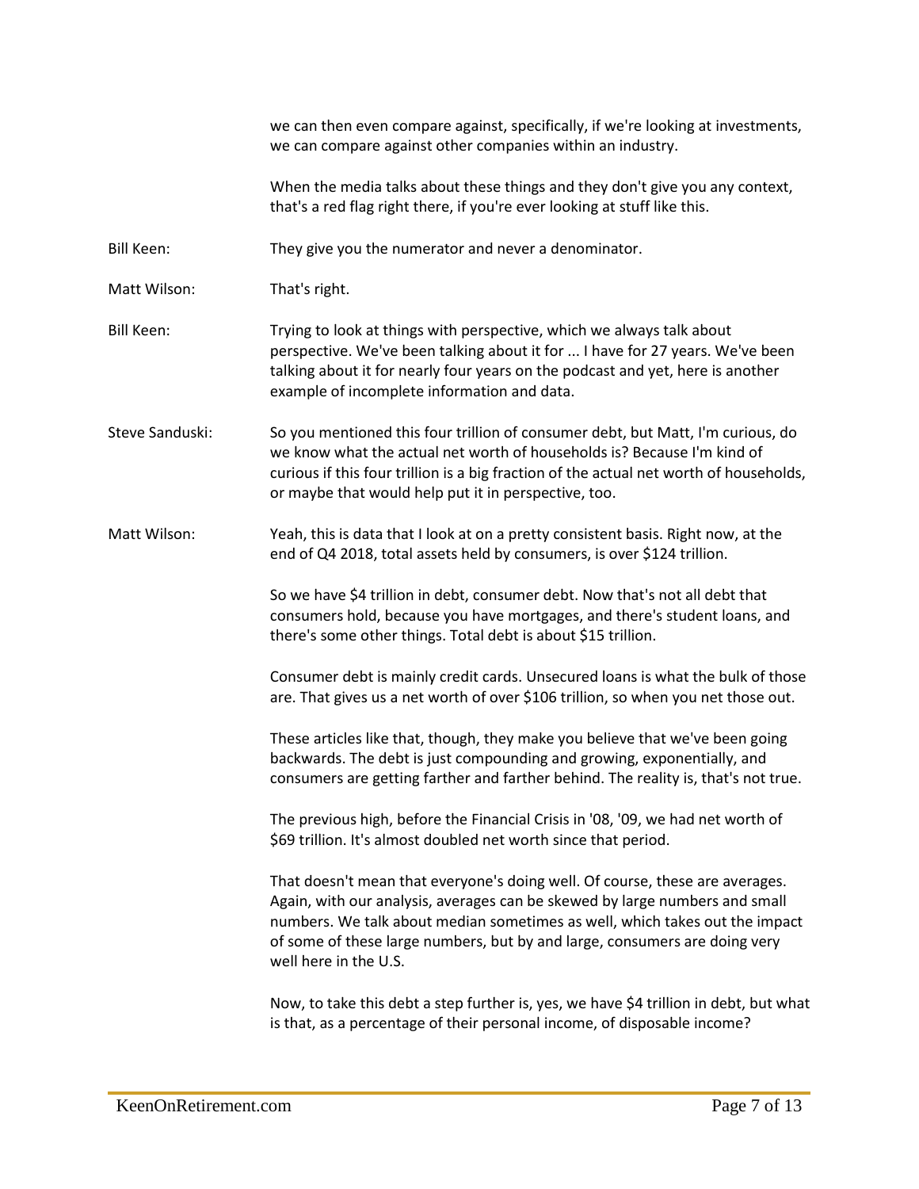we can then even compare against, specifically, if we're looking at investments, we can compare against other companies within an industry.

When the media talks about these things and they don't give you any context, that's a red flag right there, if you're ever looking at stuff like this.

**Bill Keen:** They give you the numerator and never a denominator.

**Matt Wilson:** That's right.

**Bill Keen:** Trying to look at things with perspective, which we always talk about perspective. We've been talking about it for ... I have for 27 years. We've been talking about it for nearly four years on the podcast and yet, here is another example of incomplete information and data.

**Steve Sanduski:** So you mentioned this four trillion of consumer debt, but Matt, I'm curious, do we know what the actual net worth of households is? Because I'm kind of curious if this four trillion is a big fraction of the actual net worth of households, or maybe that would help put it in perspective, too.

**Matt Wilson:** Yeah, this is data that I look at on a pretty consistent basis. Right now, at the end of Q4 2018, total assets held by consumers, is over $124 trillion.

So we have $4 trillion in debt, consumer debt. Now that's not all debt that consumers hold, because you have mortgages, and there's student loans, and there's some other things. Total debt is about $15 trillion.

Consumer debt is mainly credit cards. Unsecured loans is what the bulk of those are. That gives us a net worth of over $106 trillion, so when you net those out.

These articles like that, though, they make you believe that we've been going backwards. The debt is just compounding and growing, exponentially, and consumers are getting farther and farther behind. The reality is, that's not true.

The previous high, before the Financial Crisis in '08, '09, we had net worth of $69 trillion. It's almost doubled net worth since that period.

That doesn't mean that everyone's doing well. Of course, these are averages. Again, with our analysis, averages can be skewed by large numbers and small numbers. We talk about median sometimes as well, which takes out the impact of some of these large numbers, but by and large, consumers are doing very well here in the U.S.

Now, to take this debt a step further is, yes, we have $4 trillion in debt, but what is that, as a percentage of their personal income, of disposable income?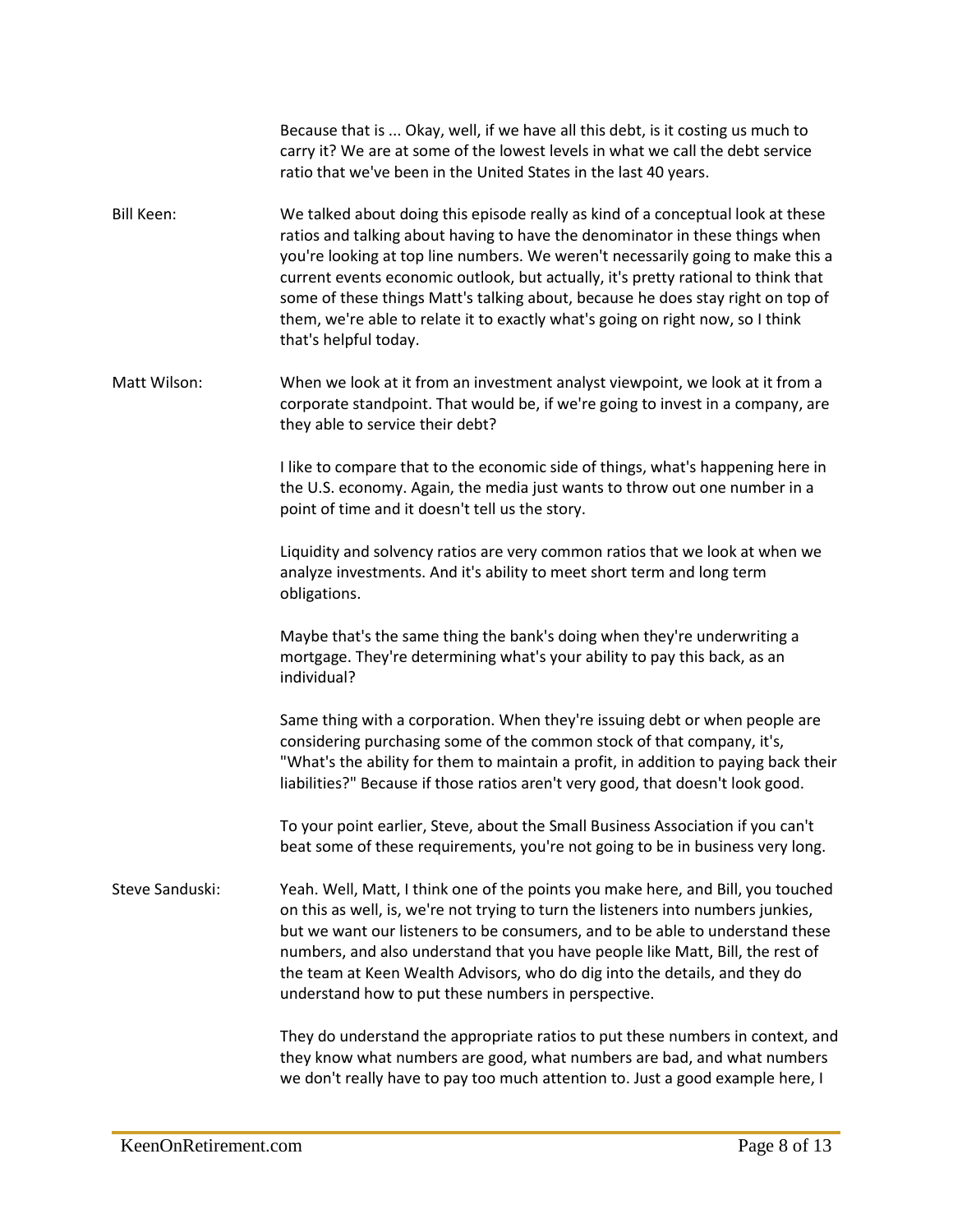Because that is ... Okay, well, if we have all this debt, is it costing us much to carry it? We are at some of the lowest levels in what we call the debt service ratio that we've been in the United States in the last 40 years.

**Bill Keen:** We talked about doing this episode really as kind of a conceptual look at these ratios and talking about having to have the denominator in these things when you're looking at top line numbers. We weren't necessarily going to make this a current events economic outlook, but actually, it's pretty rational to think that some of these things Matt's talking about, because he does stay right on top of them, we're able to relate it to exactly what's going on right now, so I think that's helpful today.

**Matt Wilson:** When we look at it from an investment analyst viewpoint, we look at it from a corporate standpoint. That would be, if we're going to invest in a company, are they able to service their debt?

I like to compare that to the economic side of things, what's happening here in the U.S. economy. Again, the media just wants to throw out one number in a point of time and it doesn't tell us the story.

Liquidity and solvency ratios are very common ratios that we look at when we analyze investments. And it's ability to meet short term and long term obligations.

Maybe that's the same thing the bank's doing when they're underwriting a mortgage. They're determining what's your ability to pay this back, as an individual?

Same thing with a corporation. When they're issuing debt or when people are considering purchasing some of the common stock of that company, it's, "What's the ability for them to maintain a profit, in addition to paying back their liabilities?" Because if those ratios aren't very good, that doesn't look good.

To your point earlier, Steve, about the Small Business Association if you can't beat some of these requirements, you're not going to be in business very long.

**Steve Sanduski:** Yeah. Well, Matt, I think one of the points you make here, and Bill, you touched on this as well, is, we're not trying to turn the listeners into numbers junkies, but we want our listeners to be consumers, and to be able to understand these numbers, and also understand that you have people like Matt, Bill, the rest of the team at Keen Wealth Advisors, who do dig into the details, and they do understand how to put these numbers in perspective.

They do understand the appropriate ratios to put these numbers in context, and they know what numbers are good, what numbers are bad, and what numbers we don't really have to pay too much attention to. Just a good example here, I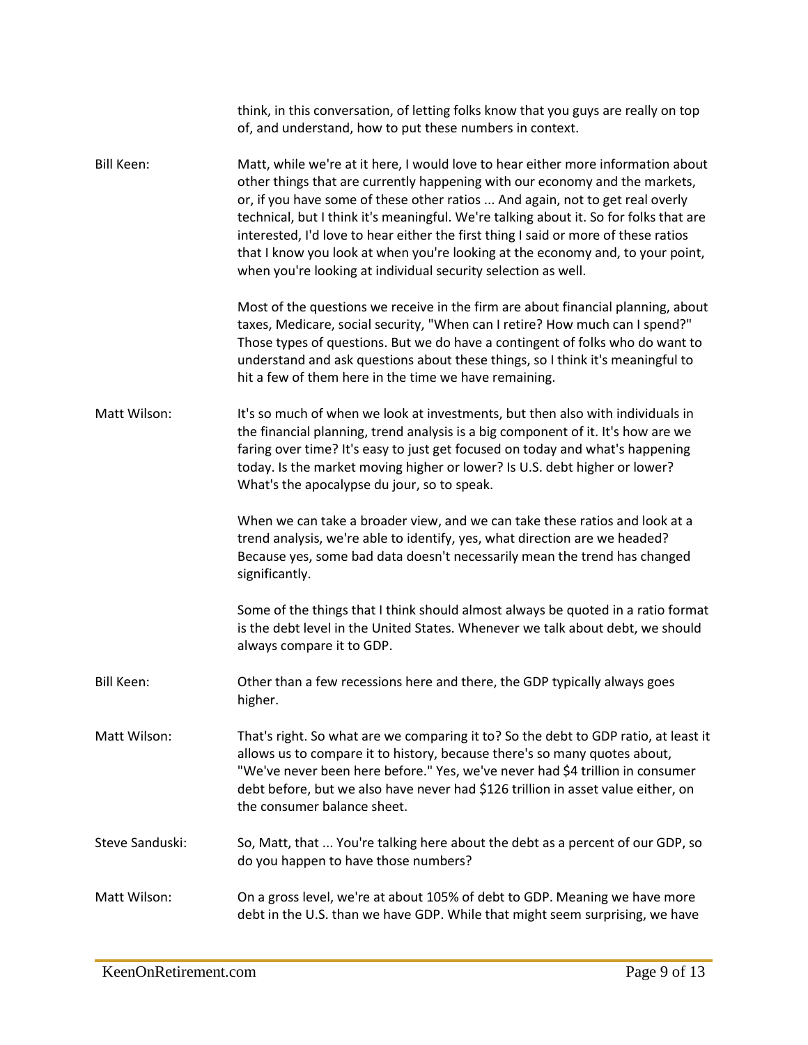think, in this conversation, of letting folks know that you guys are really on top of, and understand, how to put these numbers in context.

**Bill Keen:** Matt, while we're at it here, I would love to hear either more information about other things that are currently happening with our economy and the markets, or, if you have some of these other ratios ... And again, not to get real overly technical, but I think it's meaningful. We're talking about it. So for folks that are interested, I'd love to hear either the first thing I said or more of these ratios that I know you look at when you're looking at the economy and, to your point, when you're looking at individual security selection as well.

Most of the questions we receive in the firm are about financial planning, about taxes, Medicare, social security, "When can I retire? How much can I spend?" Those types of questions. But we do have a contingent of folks who do want to understand and ask questions about these things, so I think it's meaningful to hit a few of them here in the time we have remaining.

**Matt Wilson:** It's so much of when we look at investments, but then also with individuals in the financial planning, trend analysis is a big component of it. It's how are we faring over time? It's easy to just get focused on today and what's happening today. Is the market moving higher or lower? Is U.S. debt higher or lower? What's the apocalypse du jour, so to speak.

When we can take a broader view, and we can take these ratios and look at a trend analysis, we're able to identify, yes, what direction are we headed? Because yes, some bad data doesn't necessarily mean the trend has changed significantly.

Some of the things that I think should almost always be quoted in a ratio format is the debt level in the United States. Whenever we talk about debt, we should always compare it to GDP.

**Bill Keen:** Other than a few recessions here and there, the GDP typically always goes higher.

**Matt Wilson:** That's right. So what are we comparing it to? So the debt to GDP ratio, at least it allows us to compare it to history, because there's so many quotes about, "We've never been here before." Yes, we've never had $4 trillion in consumer debt before, but we also have never had $126 trillion in asset value either, on the consumer balance sheet.

**Steve Sanduski:** So, Matt, that ... You're talking here about the debt as a percent of our GDP, so do you happen to have those numbers?

**Matt Wilson:** On a gross level, we're at about 105% of debt to GDP. Meaning we have more debt in the U.S. than we have GDP. While that might seem surprising, we have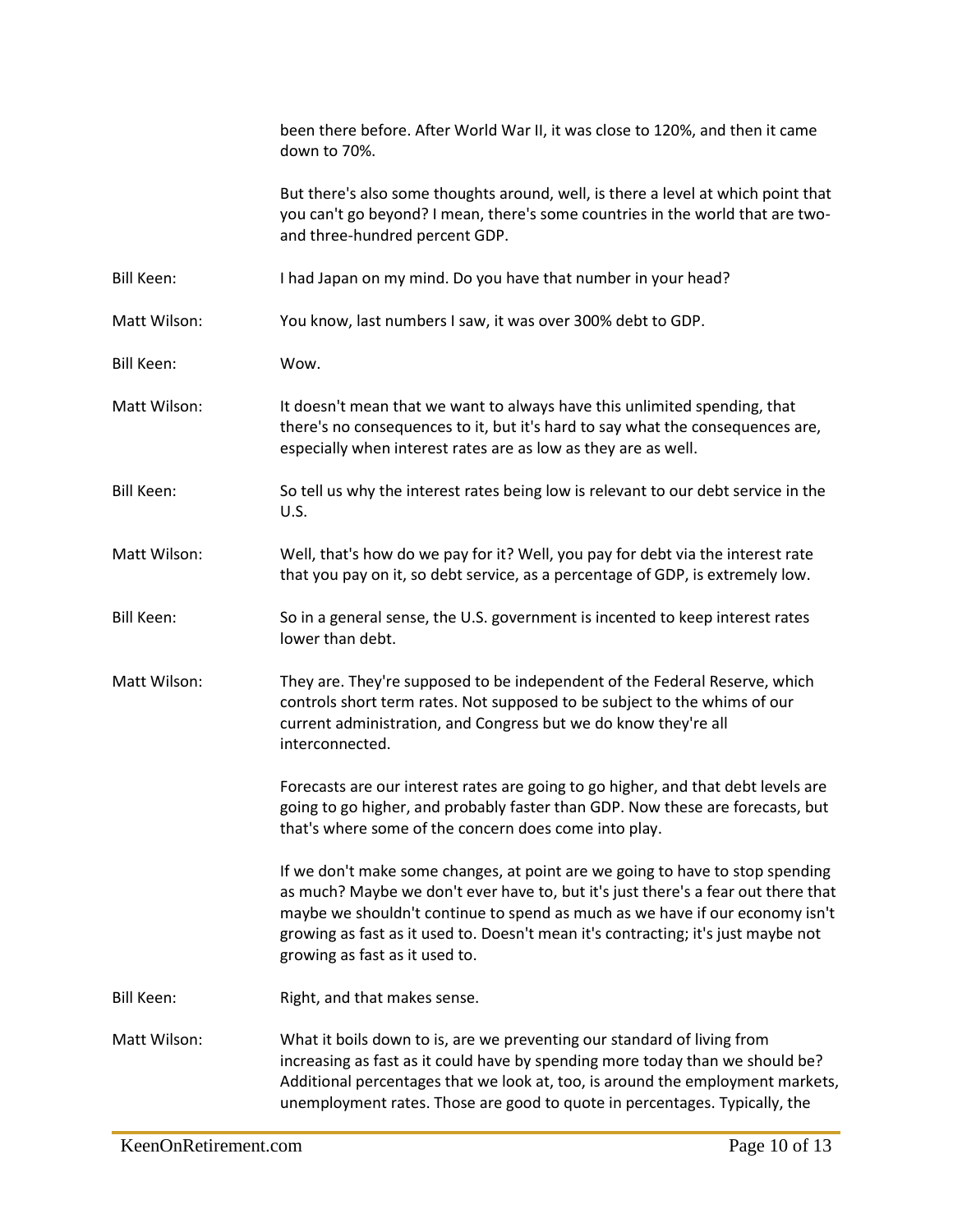been there before. After World War II, it was close to 120%, and then it came down to 70%.

But there's also some thoughts around, well, is there a level at which point that you can't go beyond? I mean, there's some countries in the world that are two- and three-hundred percent GDP.

Bill Keen: I had Japan on my mind. Do you have that number in your head?

Matt Wilson: You know, last numbers I saw, it was over 300% debt to GDP.

Bill Keen: Wow.

Matt Wilson: It doesn't mean that we want to always have this unlimited spending, that there's no consequences to it, but it's hard to say what the consequences are, especially when interest rates are as low as they are as well.

Bill Keen: So tell us why the interest rates being low is relevant to our debt service in the U.S.

Matt Wilson: Well, that's how do we pay for it? Well, you pay for debt via the interest rate that you pay on it, so debt service, as a percentage of GDP, is extremely low.

Bill Keen: So in a general sense, the U.S. government is incented to keep interest rates lower than debt.

Matt Wilson: They are. They're supposed to be independent of the Federal Reserve, which controls short term rates. Not supposed to be subject to the whims of our current administration, and Congress but we do know they're all interconnected.

Forecasts are our interest rates are going to go higher, and that debt levels are going to go higher, and probably faster than GDP. Now these are forecasts, but that's where some of the concern does come into play.

If we don't make some changes, at point are we going to have to stop spending as much? Maybe we don't ever have to, but it's just there's a fear out there that maybe we shouldn't continue to spend as much as we have if our economy isn't growing as fast as it used to. Doesn't mean it's contracting; it's just maybe not growing as fast as it used to.

Bill Keen: Right, and that makes sense.

Matt Wilson: What it boils down to is, are we preventing our standard of living from increasing as fast as it could have by spending more today than we should be? Additional percentages that we look at, too, is around the employment markets, unemployment rates. Those are good to quote in percentages. Typically, the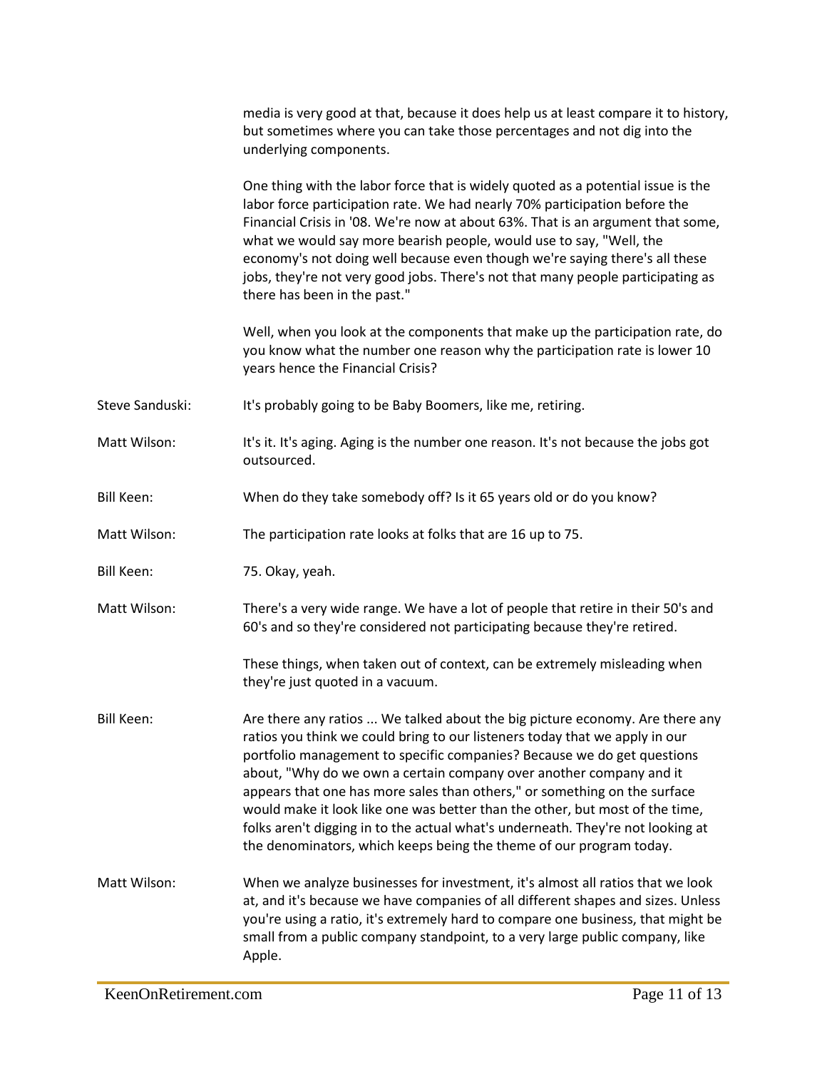media is very good at that, because it does help us at least compare it to history, but sometimes where you can take those percentages and not dig into the underlying components.

One thing with the labor force that is widely quoted as a potential issue is the labor force participation rate. We had nearly 70% participation before the Financial Crisis in '08. We're now at about 63%. That is an argument that some, what we would say more bearish people, would use to say, "Well, the economy's not doing well because even though we're saying there's all these jobs, they're not very good jobs. There's not that many people participating as there has been in the past."

Well, when you look at the components that make up the participation rate, do you know what the number one reason why the participation rate is lower 10 years hence the Financial Crisis?

**Steve Sanduski:** It's probably going to be Baby Boomers, like me, retiring.

**Matt Wilson:** It's it. It's aging. Aging is the number one reason. It's not because the jobs got outsourced.

**Bill Keen:** When do they take somebody off? Is it 65 years old or do you know?

**Matt Wilson:** The participation rate looks at folks that are 16 up to 75.

**Bill Keen:** 75. Okay, yeah.

**Matt Wilson:** There's a very wide range. We have a lot of people that retire in their 50's and 60's and so they're considered not participating because they're retired.

These things, when taken out of context, can be extremely misleading when they're just quoted in a vacuum.

**Bill Keen:** Are there any ratios ... We talked about the big picture economy. Are there any ratios you think we could bring to our listeners today that we apply in our portfolio management to specific companies? Because we do get questions about, "Why do we own a certain company over another company and it appears that one has more sales than others," or something on the surface would make it look like one was better than the other, but most of the time, folks aren't digging in to the actual what's underneath. They're not looking at the denominators, which keeps being the theme of our program today.

**Matt Wilson:** When we analyze businesses for investment, it's almost all ratios that we look at, and it's because we have companies of all different shapes and sizes. Unless you're using a ratio, it's extremely hard to compare one business, that might be small from a public company standpoint, to a very large public company, like Apple.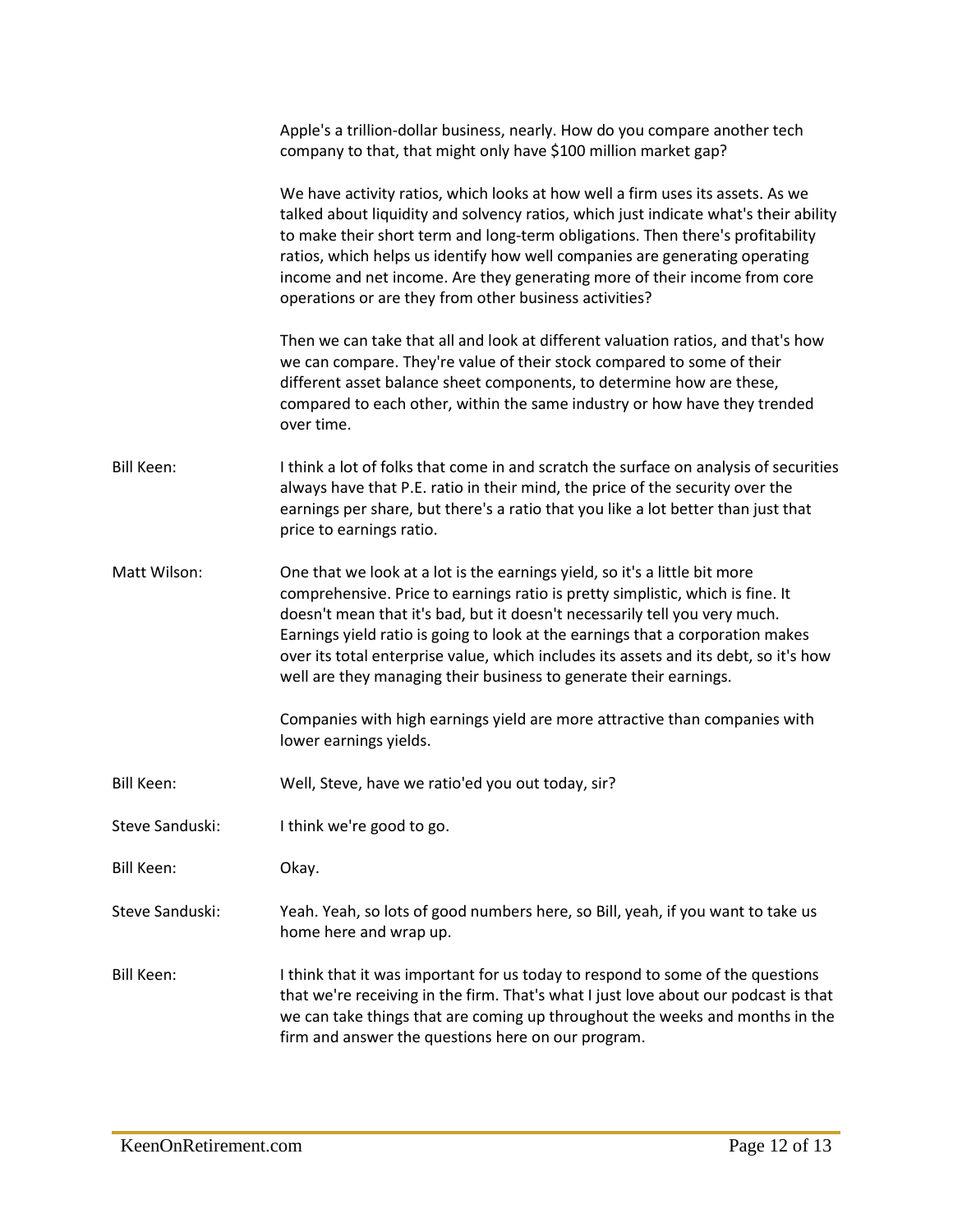Apple's a trillion-dollar business, nearly. How do you compare another tech company to that, that might only have $100 million market gap?

We have activity ratios, which looks at how well a firm uses its assets. As we talked about liquidity and solvency ratios, which just indicate what's their ability to make their short term and long-term obligations. Then there's profitability ratios, which helps us identify how well companies are generating operating income and net income. Are they generating more of their income from core operations or are they from other business activities?

Then we can take that all and look at different valuation ratios, and that's how we can compare. They're value of their stock compared to some of their different asset balance sheet components, to determine how are these, compared to each other, within the same industry or how have they trended over time.

**Bill Keen:** I think a lot of folks that come in and scratch the surface on analysis of securities always have that P.E. ratio in their mind, the price of the security over the earnings per share, but there's a ratio that you like a lot better than just that price to earnings ratio.

**Matt Wilson:** One that we look at a lot is the earnings yield, so it's a little bit more comprehensive. Price to earnings ratio is pretty simplistic, which is fine. It doesn't mean that it's bad, but it doesn't necessarily tell you very much. Earnings yield ratio is going to look at the earnings that a corporation makes over its total enterprise value, which includes its assets and its debt, so it's how well are they managing their business to generate their earnings.

Companies with high earnings yield are more attractive than companies with lower earnings yields.

**Bill Keen:** Well, Steve, have we ratio'ed you out today, sir?

**Steve Sanduski:** I think we're good to go.

**Bill Keen:** Okay.

**Steve Sanduski:** Yeah. Yeah, so lots of good numbers here, so Bill, yeah, if you want to take us home here and wrap up.

**Bill Keen:** I think that it was important for us today to respond to some of the questions that we're receiving in the firm. That's what I just love about our podcast is that we can take things that are coming up throughout the weeks and months in the firm and answer the questions here on our program.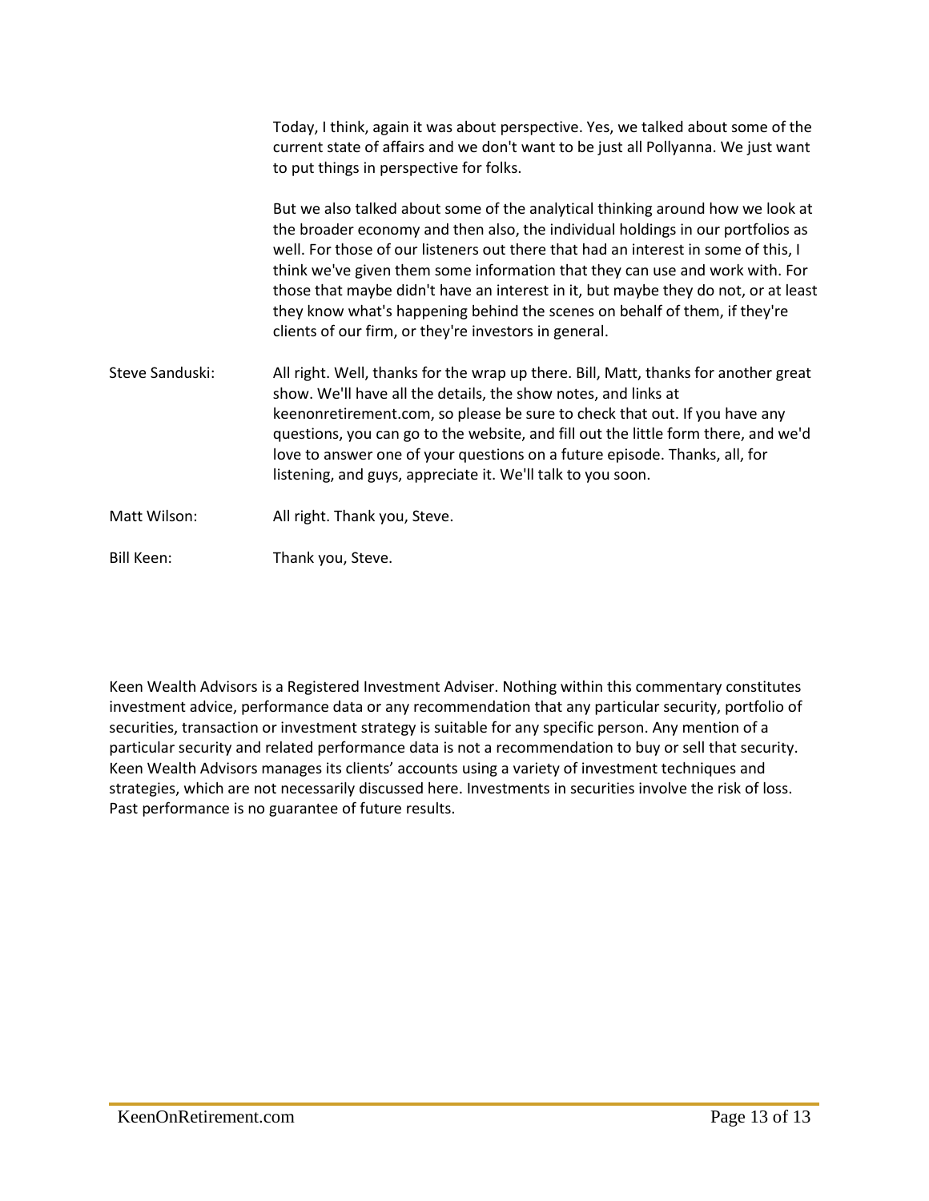Today, I think, again it was about perspective. Yes, we talked about some of the current state of affairs and we don't want to be just all Pollyanna. We just want to put things in perspective for folks.

But we also talked about some of the analytical thinking around how we look at the broader economy and then also, the individual holdings in our portfolios as well. For those of our listeners out there that had an interest in some of this, I think we've given them some information that they can use and work with. For those that maybe didn't have an interest in it, but maybe they do not, or at least they know what's happening behind the scenes on behalf of them, if they're clients of our firm, or they're investors in general.

Steve Sanduski: All right. Well, thanks for the wrap up there. Bill, Matt, thanks for another great show. We'll have all the details, the show notes, and links at keenonretirement.com, so please be sure to check that out. If you have any questions, you can go to the website, and fill out the little form there, and we'd love to answer one of your questions on a future episode. Thanks, all, for listening, and guys, appreciate it. We'll talk to you soon.

Matt Wilson: All right. Thank you, Steve.

Bill Keen: Thank you, Steve.

Keen Wealth Advisors is a Registered Investment Adviser. Nothing within this commentary constitutes investment advice, performance data or any recommendation that any particular security, portfolio of securities, transaction or investment strategy is suitable for any specific person. Any mention of a particular security and related performance data is not a recommendation to buy or sell that security. Keen Wealth Advisors manages its clients' accounts using a variety of investment techniques and strategies, which are not necessarily discussed here. Investments in securities involve the risk of loss. Past performance is no guarantee of future results.